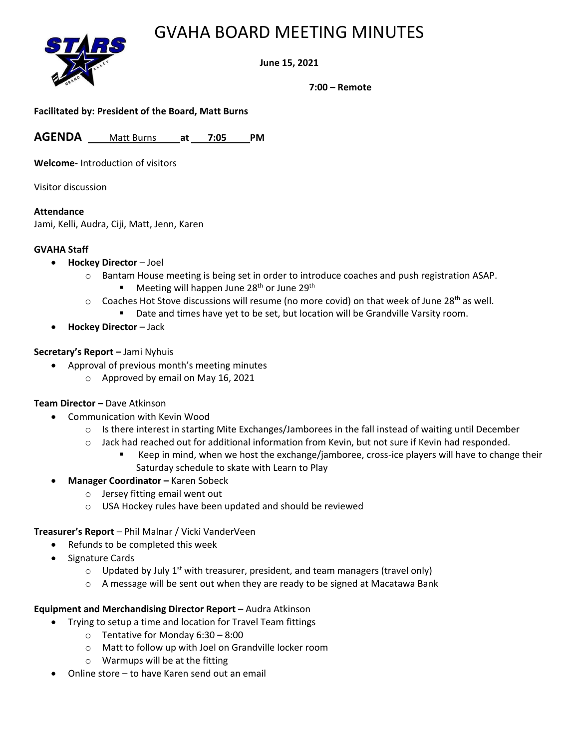# GVAHA BOARD MEETING MINUTES

**June 15, 2021**

**7:00 – Remote**

**Facilitated by: President of the Board, Matt Burns**

**AGENDA** Matt Burns **at** 7:05 **PM**

**Welcome-** Introduction of visitors

Visitor discussion

**Attendance**
Jami, Kelli, Audra, Ciji, Matt, Jenn, Karen

**GVAHA Staff**

- **Hockey Director** – Joel
  - Bantam House meeting is being set in order to introduce coaches and push registration ASAP.
    - Meeting will happen June 28th or June 29th
  - Coaches Hot Stove discussions will resume (no more covid) on that week of June 28th as well.
    - Date and times have yet to be set, but location will be Grandville Varsity room.
- **Hockey Director** – Jack

**Secretary's Report –** Jami Nyhuis

- Approval of previous month's meeting minutes
  - Approved by email on May 16, 2021

**Team Director –** Dave Atkinson

- Communication with Kevin Wood
  - Is there interest in starting Mite Exchanges/Jamborees in the fall instead of waiting until December
  - Jack had reached out for additional information from Kevin, but not sure if Kevin had responded.
    - Keep in mind, when we host the exchange/jamboree, cross-ice players will have to change their Saturday schedule to skate with Learn to Play
- **Manager Coordinator –** Karen Sobeck
  - Jersey fitting email went out
  - USA Hockey rules have been updated and should be reviewed

**Treasurer's Report** – Phil Malnar / Vicki VanderVeen

- Refunds to be completed this week
- Signature Cards
  - Updated by July 1st with treasurer, president, and team managers (travel only)
  - A message will be sent out when they are ready to be signed at Macatawa Bank

**Equipment and Merchandising Director Report** – Audra Atkinson

- Trying to setup a time and location for Travel Team fittings
  - Tentative for Monday 6:30 – 8:00
  - Matt to follow up with Joel on Grandville locker room
  - Warmups will be at the fitting
- Online store – to have Karen send out an email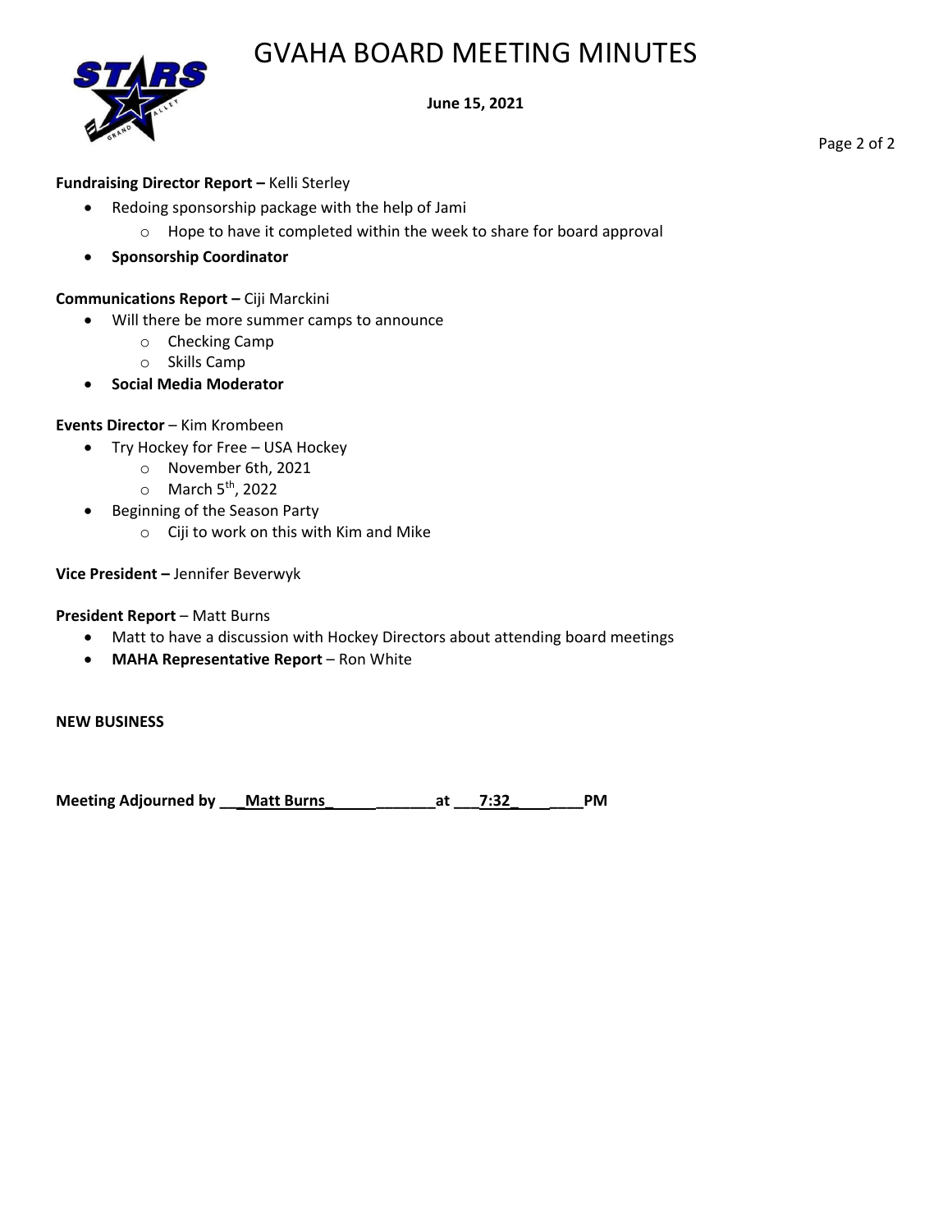**Fundraising Director Report –** Kelli Sterley

- Redoing sponsorship package with the help of Jami
  - Hope to have it completed within the week to share for board approval
- **Sponsorship Coordinator**

**Communications Report –** Ciji Marckini

- Will there be more summer camps to announce
  - Checking Camp
  - Skills Camp
- **Social Media Moderator**

**Events Director** – Kim Krombeen

- Try Hockey for Free – USA Hockey
  - November 6th, 2021
  - March 5th, 2022
- Beginning of the Season Party
  - Ciji to work on this with Kim and Mike

**Vice President –** Jennifer Beverwyk

**President Report** – Matt Burns

- Matt to have a discussion with Hockey Directors about attending board meetings
- **MAHA Representative Report** – Ron White

**NEW BUSINESS**

**Meeting Adjourned by ___Matt Burns_____________at ___7:32_________PM**